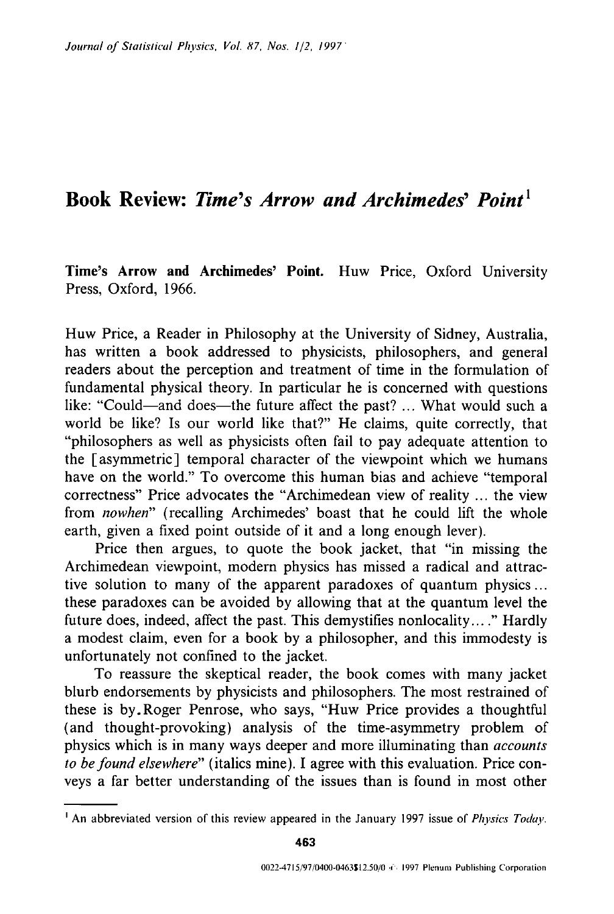# Book Review: *Time's Arrow and Archimedes' Point*[1]

**Time's Arrow and Archimedes' Point.** Huw Price, Oxford University Press, Oxford, 1966.

Huw Price, a Reader in Philosophy at the University of Sidney, Australia, has written a book addressed to physicists, philosophers, and general readers about the perception and treatment of time in the formulation of fundamental physical theory. In particular he is concerned with questions like: "Could—and does—the future affect the past? ... What would such a world be like? Is our world like that?" He claims, quite correctly, that "philosophers as well as physicists often fail to pay adequate attention to the [asymmetric] temporal character of the viewpoint which we humans have on the world." To overcome this human bias and achieve "temporal correctness" Price advocates the "Archimedean view of reality ... the view from *nowhen*" (recalling Archimedes' boast that he could lift the whole earth, given a fixed point outside of it and a long enough lever).

Price then argues, to quote the book jacket, that "in missing the Archimedean viewpoint, modern physics has missed a radical and attractive solution to many of the apparent paradoxes of quantum physics... these paradoxes can be avoided by allowing that at the quantum level the future does, indeed, affect the past. This demystifies nonlocality... ." Hardly a modest claim, even for a book by a philosopher, and this immodesty is unfortunately not confined to the jacket.

To reassure the skeptical reader, the book comes with many jacket blurb endorsements by physicists and philosophers. The most restrained of these is by Roger Penrose, who says, "Huw Price provides a thoughtful (and thought-provoking) analysis of the time-asymmetry problem of physics which is in many ways deeper and more illuminating than *accounts to be found elsewhere*" (italics mine). I agree with this evaluation. Price conveys a far better understanding of the issues than is found in most other

---

[1] An abbreviated version of this review appeared in the January 1997 issue of *Physics Today*.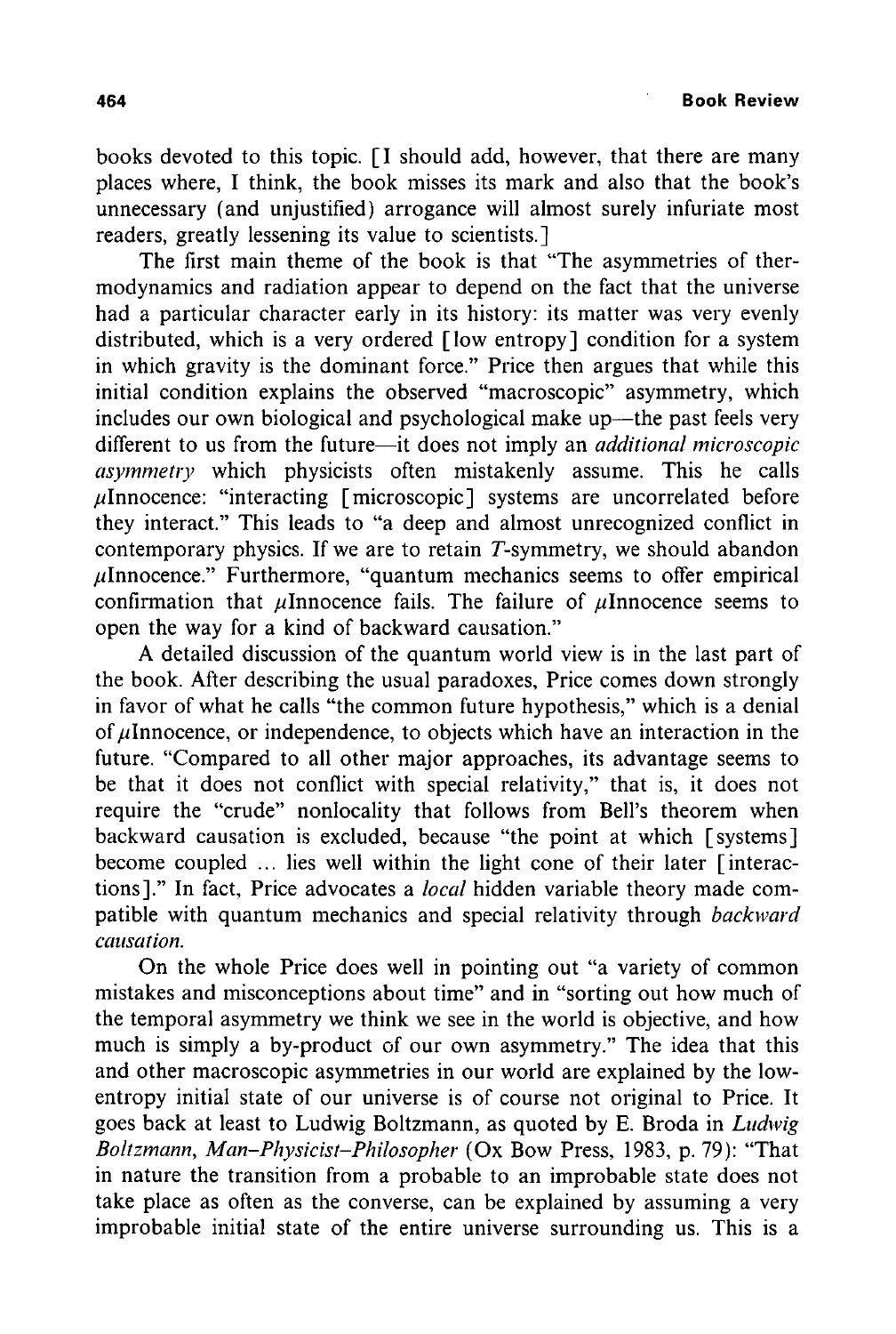books devoted to this topic. [I should add, however, that there are many places where, I think, the book misses its mark and also that the book's unnecessary (and unjustified) arrogance will almost surely infuriate most readers, greatly lessening its value to scientists.]

The first main theme of the book is that "The asymmetries of thermodynamics and radiation appear to depend on the fact that the universe had a particular character early in its history: its matter was very evenly distributed, which is a very ordered [low entropy] condition for a system in which gravity is the dominant force." Price then argues that while this initial condition explains the observed "macroscopic" asymmetry, which includes our own biological and psychological make up—the past feels very different to us from the future—it does not imply an *additional microscopic asymmetry* which physicists often mistakenly assume. This he calls $\mu$Innocence: "interacting [microscopic] systems are uncorrelated before they interact." This leads to "a deep and almost unrecognized conflict in contemporary physics. If we are to retain $T$-symmetry, we should abandon $\mu$Innocence." Furthermore, "quantum mechanics seems to offer empirical confirmation that $\mu$Innocence fails. The failure of $\mu$Innocence seems to open the way for a kind of backward causation."

A detailed discussion of the quantum world view is in the last part of the book. After describing the usual paradoxes, Price comes down strongly in favor of what he calls "the common future hypothesis," which is a denial of $\mu$Innocence, or independence, to objects which have an interaction in the future. "Compared to all other major approaches, its advantage seems to be that it does not conflict with special relativity," that is, it does not require the "crude" nonlocality that follows from Bell's theorem when backward causation is excluded, because "the point at which [systems] become coupled ... lies well within the light cone of their later [interactions]." In fact, Price advocates a *local* hidden variable theory made compatible with quantum mechanics and special relativity through *backward causation.*

On the whole Price does well in pointing out "a variety of common mistakes and misconceptions about time" and in "sorting out how much of the temporal asymmetry we think we see in the world is objective, and how much is simply a by-product of our own asymmetry." The idea that this and other macroscopic asymmetries in our world are explained by the low-entropy initial state of our universe is of course not original to Price. It goes back at least to Ludwig Boltzmann, as quoted by E. Broda in *Ludwig Boltzmann, Man–Physicist–Philosopher* (Ox Bow Press, 1983, p. 79): "That in nature the transition from a probable to an improbable state does not take place as often as the converse, can be explained by assuming a very improbable initial state of the entire universe surrounding us. This is a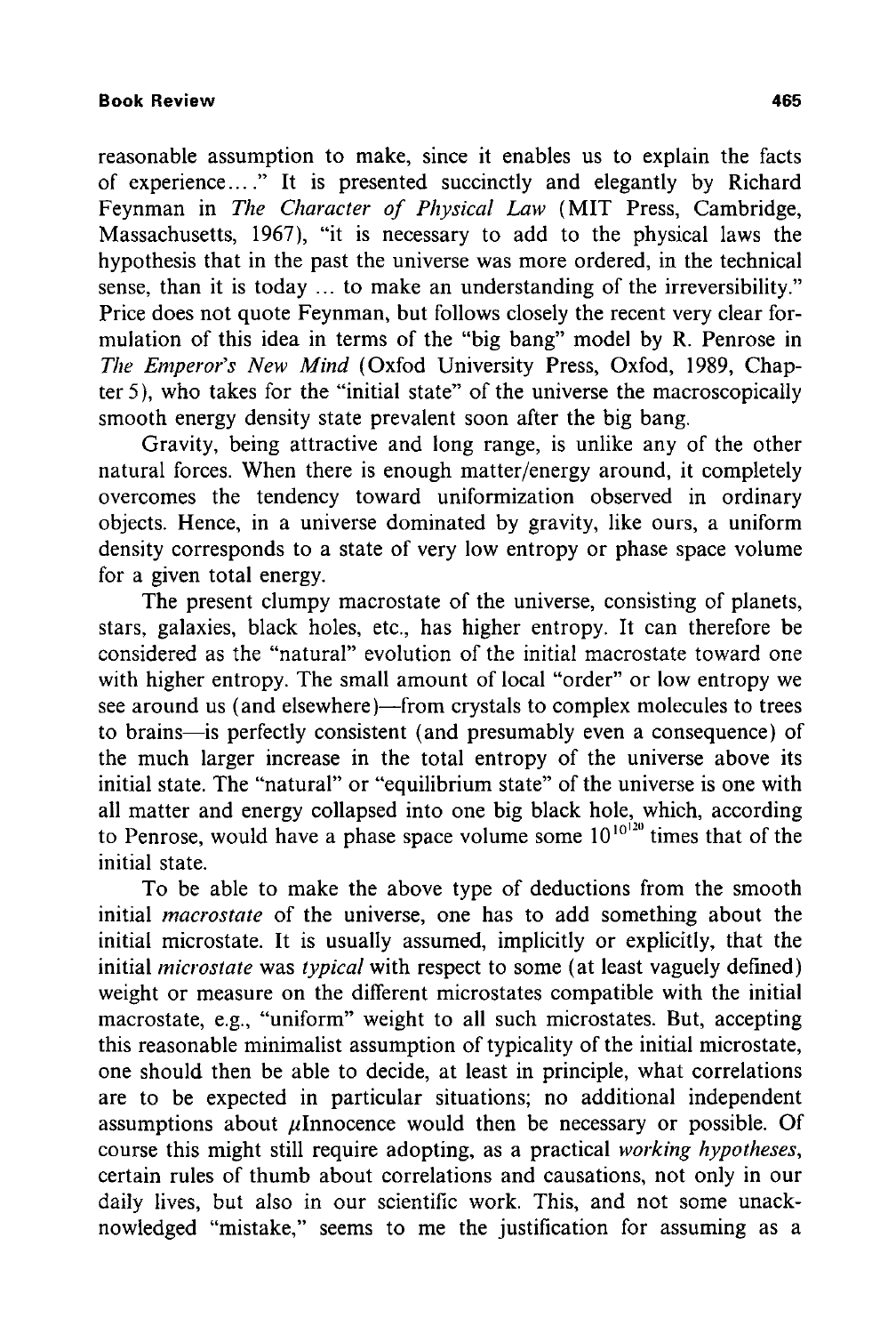reasonable assumption to make, since it enables us to explain the facts of experience...." It is presented succinctly and elegantly by Richard Feynman in *The Character of Physical Law* (MIT Press, Cambridge, Massachusetts, 1967), "it is necessary to add to the physical laws the hypothesis that in the past the universe was more ordered, in the technical sense, than it is today ... to make an understanding of the irreversibility." Price does not quote Feynman, but follows closely the recent very clear formulation of this idea in terms of the "big bang" model by R. Penrose in *The Emperor's New Mind* (Oxfod University Press, Oxfod, 1989, Chapter 5), who takes for the "initial state" of the universe the macroscopically smooth energy density state prevalent soon after the big bang.

Gravity, being attractive and long range, is unlike any of the other natural forces. When there is enough matter/energy around, it completely overcomes the tendency toward uniformization observed in ordinary objects. Hence, in a universe dominated by gravity, like ours, a uniform density corresponds to a state of very low entropy or phase space volume for a given total energy.

The present clumpy macrostate of the universe, consisting of planets, stars, galaxies, black holes, etc., has higher entropy. It can therefore be considered as the "natural" evolution of the initial macrostate toward one with higher entropy. The small amount of local "order" or low entropy we see around us (and elsewhere)—from crystals to complex molecules to trees to brains—is perfectly consistent (and presumably even a consequence) of the much larger increase in the total entropy of the universe above its initial state. The "natural" or "equilibrium state" of the universe is one with all matter and energy collapsed into one big black hole, which, according to Penrose, would have a phase space volume some $10^{10^{120}}$ times that of the initial state.

To be able to make the above type of deductions from the smooth initial *macrostate* of the universe, one has to add something about the initial microstate. It is usually assumed, implicitly or explicitly, that the initial *microstate* was *typical* with respect to some (at least vaguely defined) weight or measure on the different microstates compatible with the initial macrostate, e.g., "uniform" weight to all such microstates. But, accepting this reasonable minimalist assumption of typicality of the initial microstate, one should then be able to decide, at least in principle, what correlations are to be expected in particular situations; no additional independent assumptions about $\mu$Innocence would then be necessary or possible. Of course this might still require adopting, as a practical *working hypotheses*, certain rules of thumb about correlations and causations, not only in our daily lives, but also in our scientific work. This, and not some unacknowledged "mistake," seems to me the justification for assuming as a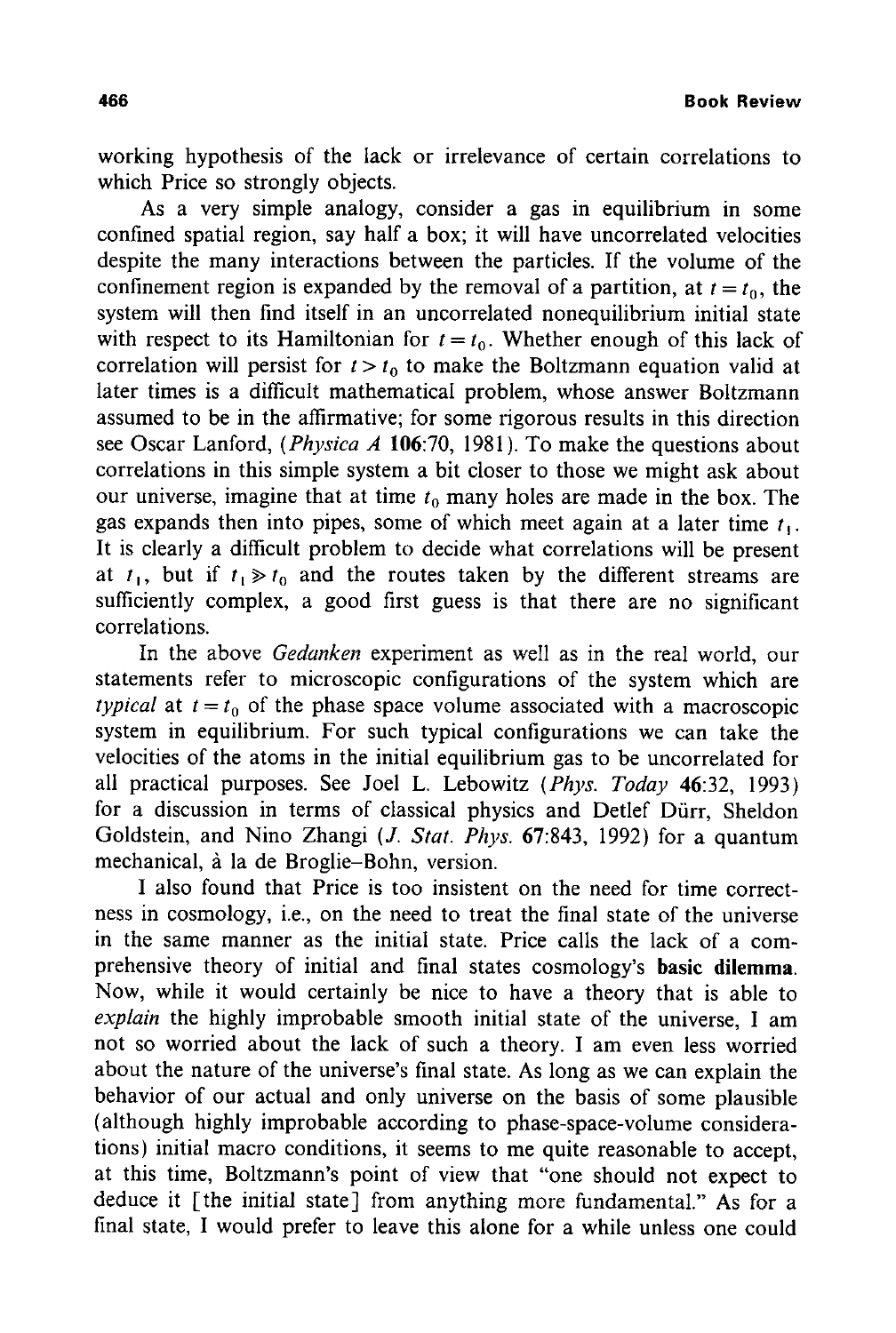working hypothesis of the lack or irrelevance of certain correlations to which Price so strongly objects.

As a very simple analogy, consider a gas in equilibrium in some confined spatial region, say half a box; it will have uncorrelated velocities despite the many interactions between the particles. If the volume of the confinement region is expanded by the removal of a partition, at $t = t_0$, the system will then find itself in an uncorrelated nonequilibrium initial state with respect to its Hamiltonian for $t = t_0$. Whether enough of this lack of correlation will persist for $t > t_0$ to make the Boltzmann equation valid at later times is a difficult mathematical problem, whose answer Boltzmann assumed to be in the affirmative; for some rigorous results in this direction see Oscar Lanford, (*Physica A* **106**:70, 1981). To make the questions about correlations in this simple system a bit closer to those we might ask about our universe, imagine that at time $t_0$ many holes are made in the box. The gas expands then into pipes, some of which meet again at a later time $t_1$. It is clearly a difficult problem to decide what correlations will be present at $t_1$, but if $t_1 \gg t_0$ and the routes taken by the different streams are sufficiently complex, a good first guess is that there are no significant correlations.

In the above *Gedanken* experiment as well as in the real world, our statements refer to microscopic configurations of the system which are *typical* at $t = t_0$ of the phase space volume associated with a macroscopic system in equilibrium. For such typical configurations we can take the velocities of the atoms in the initial equilibrium gas to be uncorrelated for all practical purposes. See Joel L. Lebowitz (*Phys. Today* **46**:32, 1993) for a discussion in terms of classical physics and Detlef Dürr, Sheldon Goldstein, and Nino Zhangi (*J. Stat. Phys.* **67**:843, 1992) for a quantum mechanical, à la de Broglie–Bohn, version.

I also found that Price is too insistent on the need for time correctness in cosmology, i.e., on the need to treat the final state of the universe in the same manner as the initial state. Price calls the lack of a comprehensive theory of initial and final states cosmology's **basic dilemma**. Now, while it would certainly be nice to have a theory that is able to *explain* the highly improbable smooth initial state of the universe, I am not so worried about the lack of such a theory. I am even less worried about the nature of the universe's final state. As long as we can explain the behavior of our actual and only universe on the basis of some plausible (although highly improbable according to phase-space-volume considerations) initial macro conditions, it seems to me quite reasonable to accept, at this time, Boltzmann's point of view that "one should not expect to deduce it [the initial state] from anything more fundamental." As for a final state, I would prefer to leave this alone for a while unless one could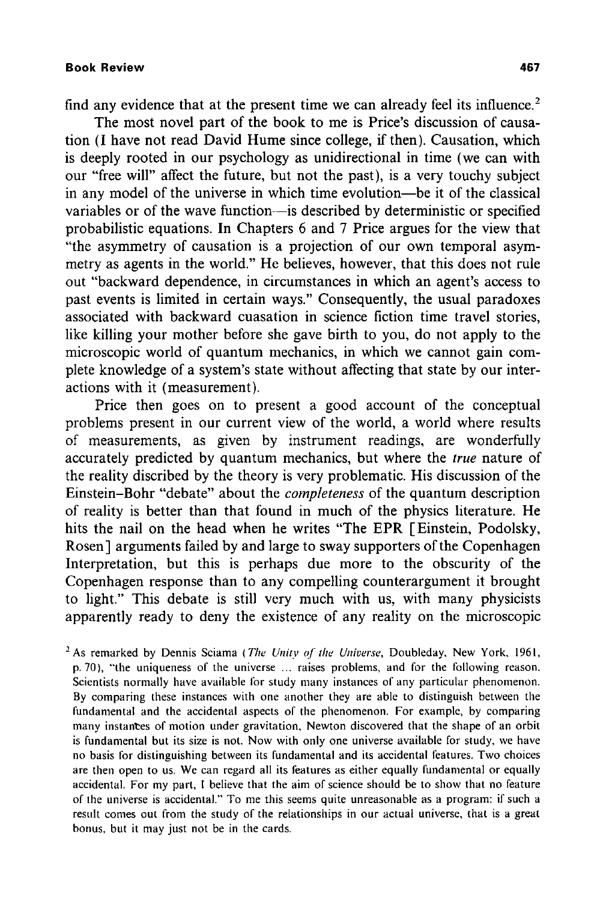find any evidence that at the present time we can already feel its influence.[2]

The most novel part of the book to me is Price's discussion of causation (I have not read David Hume since college, if then). Causation, which is deeply rooted in our psychology as unidirectional in time (we can with our "free will" affect the future, but not the past), is a very touchy subject in any model of the universe in which time evolution—be it of the classical variables or of the wave function—is described by deterministic or specified probabilistic equations. In Chapters 6 and 7 Price argues for the view that "the asymmetry of causation is a projection of our own temporal asymmetry as agents in the world." He believes, however, that this does not rule out "backward dependence, in circumstances in which an agent's access to past events is limited in certain ways." Consequently, the usual paradoxes associated with backward cuasation in science fiction time travel stories, like killing your mother before she gave birth to you, do not apply to the microscopic world of quantum mechanics, in which we cannot gain complete knowledge of a system's state without affecting that state by our interactions with it (measurement).

Price then goes on to present a good account of the conceptual problems present in our current view of the world, a world where results of measurements, as given by instrument readings, are wonderfully accurately predicted by quantum mechanics, but where the *true* nature of the reality discribed by the theory is very problematic. His discussion of the Einstein–Bohr "debate" about the *completeness* of the quantum description of reality is better than that found in much of the physics literature. He hits the nail on the head when he writes "The EPR [Einstein, Podolsky, Rosen] arguments failed by and large to sway supporters of the Copenhagen Interpretation, but this is perhaps due more to the obscurity of the Copenhagen response than to any compelling counterargument it brought to light." This debate is still very much with us, with many physicists apparently ready to deny the existence of any reality on the microscopic

[2] As remarked by Dennis Sciama (*The Unity of the Universe*, Doubleday, New York, 1961, p. 70), "the uniqueness of the universe ... raises problems, and for the following reason. Scientists normally have available for study many instances of any particular phenomenon. By comparing these instances with one another they are able to distinguish between the fundamental and the accidental aspects of the phenomenon. For example, by comparing many instances of motion under gravitation, Newton discovered that the shape of an orbit is fundamental but its size is not. Now with only one universe available for study, we have no basis for distinguishing between its fundamental and its accidental features. Two choices are then open to us. We can regard all its features as either equally fundamental or equally accidental. For my part, I believe that the aim of science should be to show that no feature of the universe is accidental." To me this seems quite unreasonable as a program: if such a result comes out from the study of the relationships in our actual universe, that is a great bonus, but it may just not be in the cards.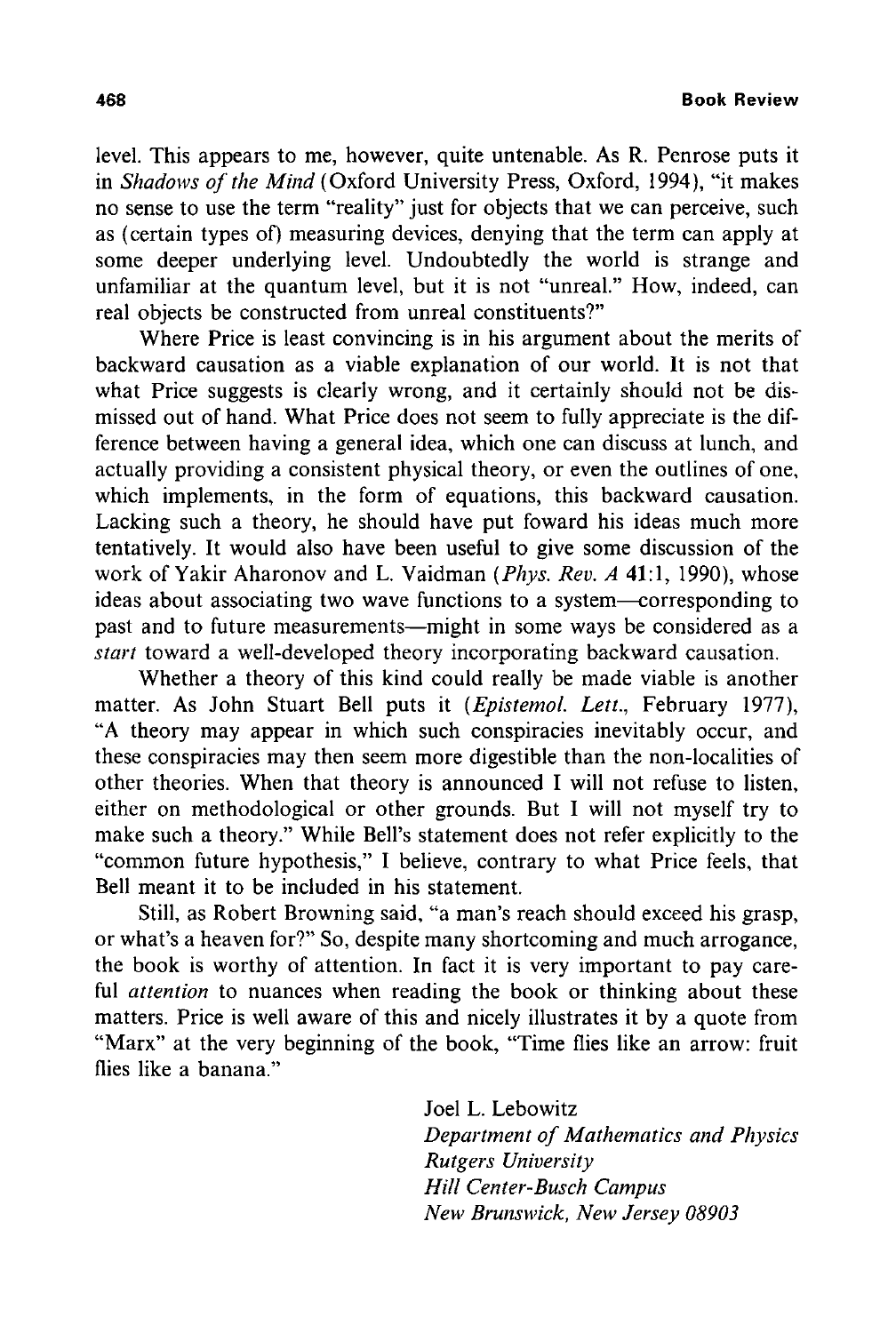level. This appears to me, however, quite untenable. As R. Penrose puts it in *Shadows of the Mind* (Oxford University Press, Oxford, 1994), "it makes no sense to use the term "reality" just for objects that we can perceive, such as (certain types of) measuring devices, denying that the term can apply at some deeper underlying level. Undoubtedly the world is strange and unfamiliar at the quantum level, but it is not "unreal." How, indeed, can real objects be constructed from unreal constituents?"

Where Price is least convincing is in his argument about the merits of backward causation as a viable explanation of our world. It is not that what Price suggests is clearly wrong, and it certainly should not be dismissed out of hand. What Price does not seem to fully appreciate is the difference between having a general idea, which one can discuss at lunch, and actually providing a consistent physical theory, or even the outlines of one, which implements, in the form of equations, this backward causation. Lacking such a theory, he should have put foward his ideas much more tentatively. It would also have been useful to give some discussion of the work of Yakir Aharonov and L. Vaidman (*Phys. Rev. A* **41**:1, 1990), whose ideas about associating two wave functions to a system—corresponding to past and to future measurements—might in some ways be considered as a *start* toward a well-developed theory incorporating backward causation.

Whether a theory of this kind could really be made viable is another matter. As John Stuart Bell puts it (*Epistemol. Lett.*, February 1977), "A theory may appear in which such conspiracies inevitably occur, and these conspiracies may then seem more digestible than the non-localities of other theories. When that theory is announced I will not refuse to listen, either on methodological or other grounds. But I will not myself try to make such a theory." While Bell's statement does not refer explicitly to the "common future hypothesis," I believe, contrary to what Price feels, that Bell meant it to be included in his statement.

Still, as Robert Browning said, "a man's reach should exceed his grasp, or what's a heaven for?" So, despite many shortcoming and much arrogance, the book is worthy of attention. In fact it is very important to pay careful *attention* to nuances when reading the book or thinking about these matters. Price is well aware of this and nicely illustrates it by a quote from "Marx" at the very beginning of the book, "Time flies like an arrow: fruit flies like a banana."

Joel L. Lebowitz
*Department of Mathematics and Physics*
*Rutgers University*
*Hill Center-Busch Campus*
*New Brunswick, New Jersey 08903*